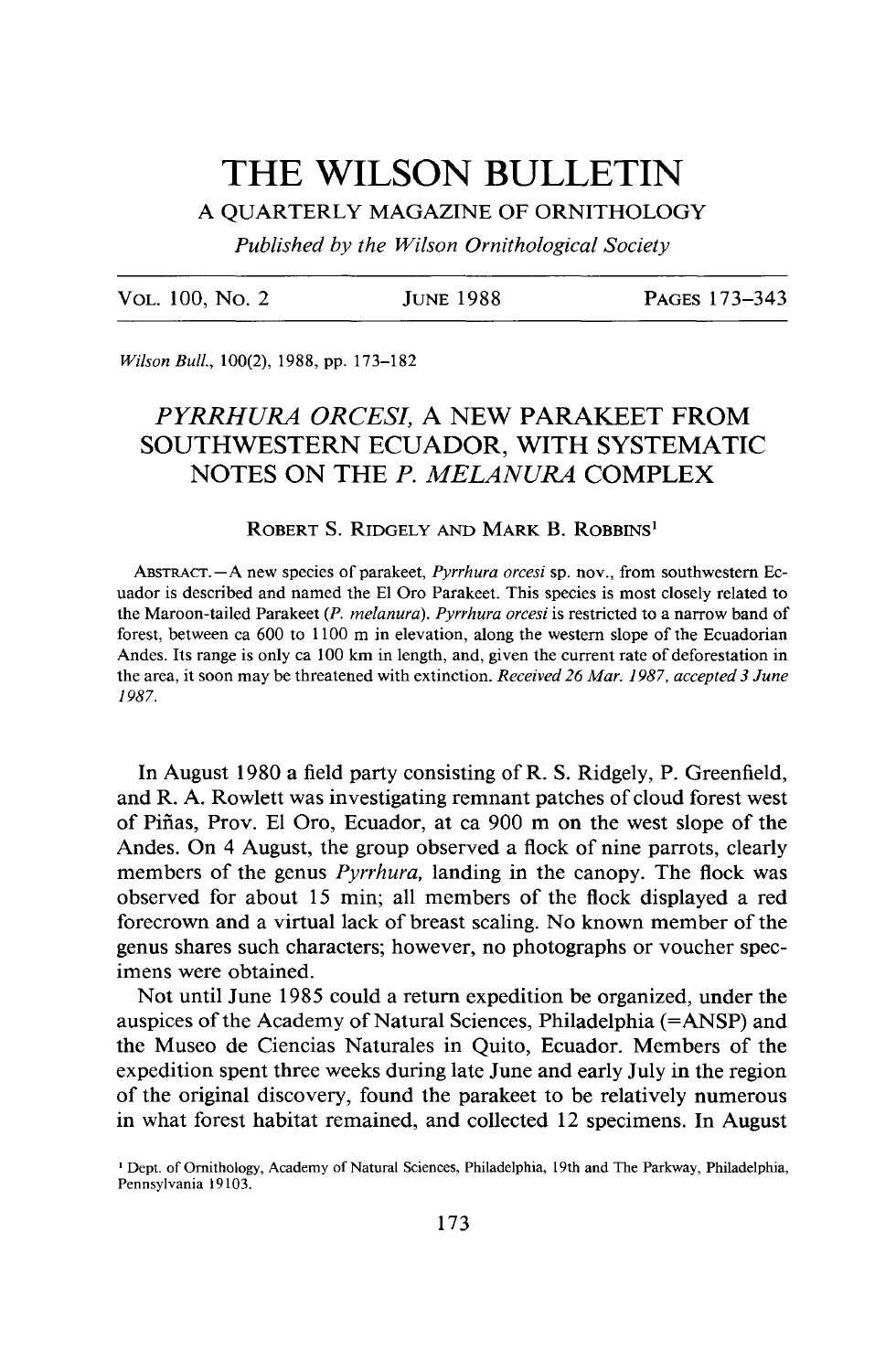# THE WILSON BULLETIN

## A QUARTERLY MAGAZINE OF ORNITHOLOGY

*Published by the Wilson Ornithological Society*

| VOL. 100, NO. 2 | JUNE 1988 | PAGES 173–343 |
|---|---|---|

*Wilson Bull.*, 100(2), 1988, pp. 173–182

## *PYRRHURA ORCESI*, A NEW PARAKEET FROM SOUTHWESTERN ECUADOR, WITH SYSTEMATIC NOTES ON THE *P. MELANURA* COMPLEX

ROBERT S. RIDGELY AND MARK B. ROBBINS[1]

ABSTRACT.—A new species of parakeet, *Pyrrhura orcesi* sp. nov., from southwestern Ecuador is described and named the El Oro Parakeet. This species is most closely related to the Maroon-tailed Parakeet (*P. melanura*). *Pyrrhura orcesi* is restricted to a narrow band of forest, between ca 600 to 1100 m in elevation, along the western slope of the Ecuadorian Andes. Its range is only ca 100 km in length, and, given the current rate of deforestation in the area, it soon may be threatened with extinction. *Received 26 Mar. 1987, accepted 3 June 1987.*

In August 1980 a field party consisting of R. S. Ridgely, P. Greenfield, and R. A. Rowlett was investigating remnant patches of cloud forest west of Piñas, Prov. El Oro, Ecuador, at ca 900 m on the west slope of the Andes. On 4 August, the group observed a flock of nine parrots, clearly members of the genus *Pyrrhura*, landing in the canopy. The flock was observed for about 15 min; all members of the flock displayed a red forecrown and a virtual lack of breast scaling. No known member of the genus shares such characters; however, no photographs or voucher specimens were obtained.

Not until June 1985 could a return expedition be organized, under the auspices of the Academy of Natural Sciences, Philadelphia (=ANSP) and the Museo de Ciencias Naturales in Quito, Ecuador. Members of the expedition spent three weeks during late June and early July in the region of the original discovery, found the parakeet to be relatively numerous in what forest habitat remained, and collected 12 specimens. In August

[1] Dept. of Ornithology, Academy of Natural Sciences, Philadelphia, 19th and The Parkway, Philadelphia, Pennsylvania 19103.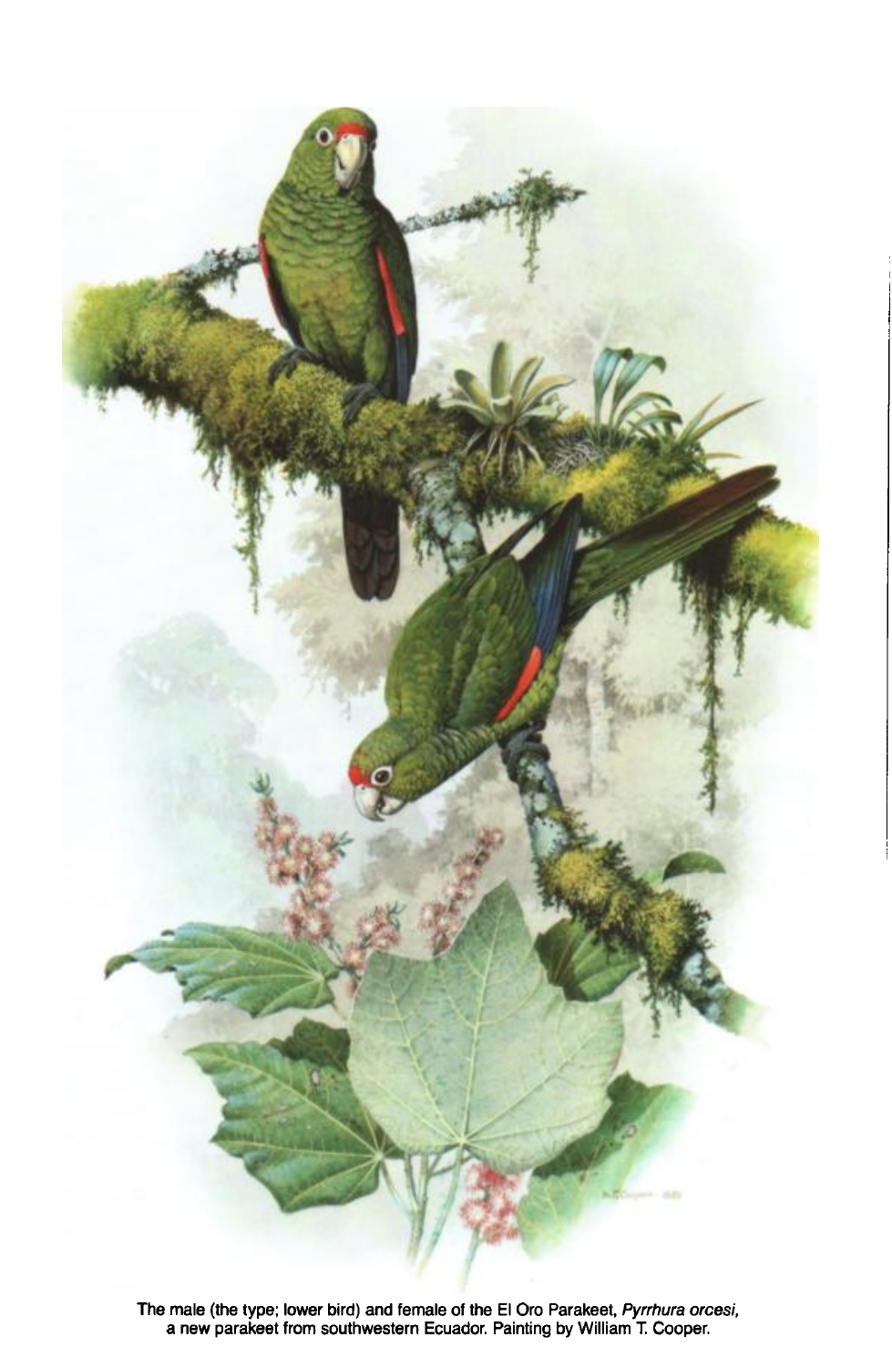The male (the type; lower bird) and female of the El Oro Parakeet, *Pyrrhura orcesi*, a new parakeet from southwestern Ecuador. Painting by William T. Cooper.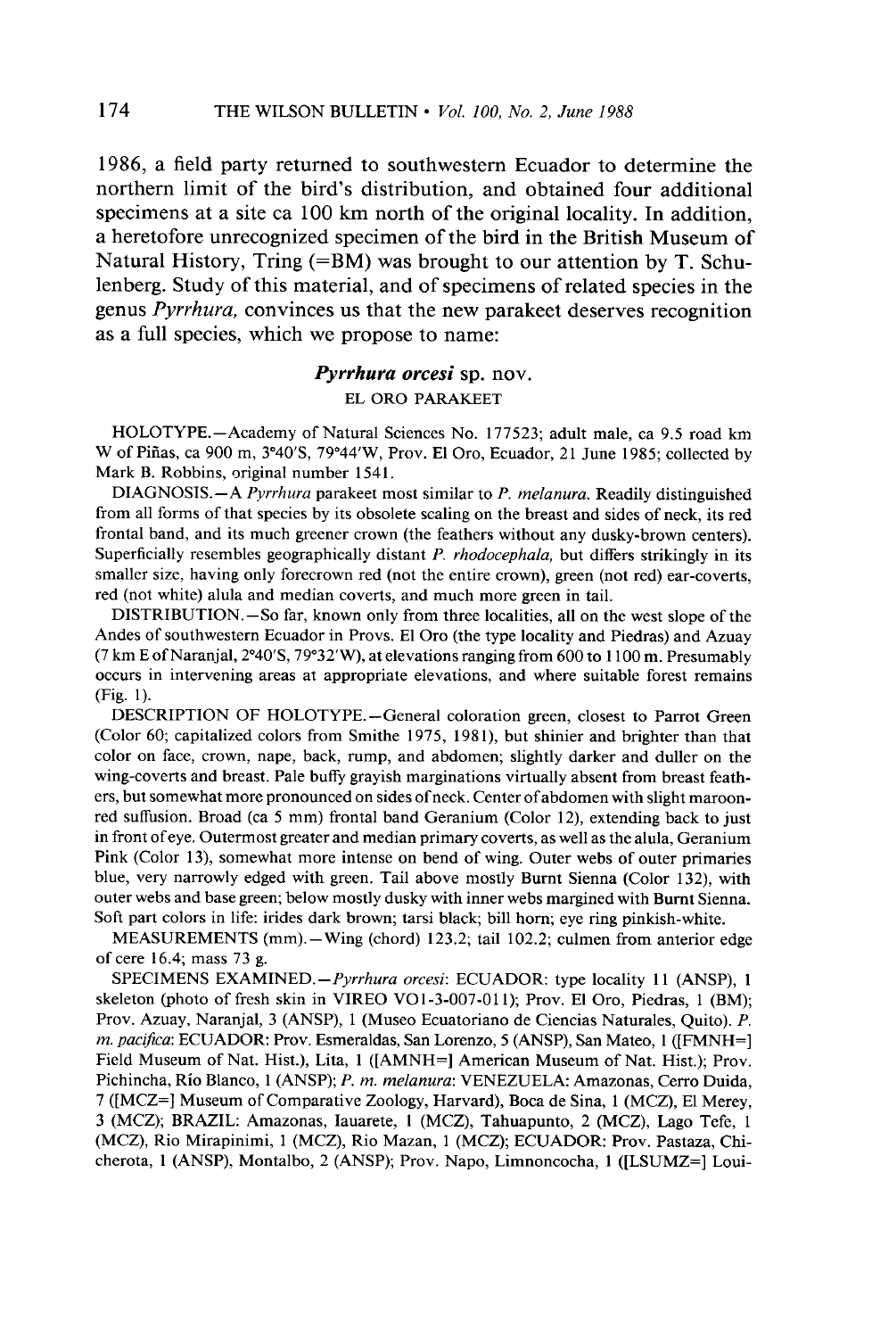1986, a field party returned to southwestern Ecuador to determine the northern limit of the bird's distribution, and obtained four additional specimens at a site ca 100 km north of the original locality. In addition, a heretofore unrecognized specimen of the bird in the British Museum of Natural History, Tring (=BM) was brought to our attention by T. Schulenberg. Study of this material, and of specimens of related species in the genus *Pyrrhura,* convinces us that the new parakeet deserves recognition as a full species, which we propose to name:

## *Pyrrhura orcesi* sp. nov.

### EL ORO PARAKEET

HOLOTYPE.—Academy of Natural Sciences No. 177523; adult male, ca 9.5 road km W of Piñas, ca 900 m, 3°40′S, 79°44′W, Prov. El Oro, Ecuador, 21 June 1985; collected by Mark B. Robbins, original number 1541.

DIAGNOSIS.—A *Pyrrhura* parakeet most similar to *P. melanura.* Readily distinguished from all forms of that species by its obsolete scaling on the breast and sides of neck, its red frontal band, and its much greener crown (the feathers without any dusky-brown centers). Superficially resembles geographically distant *P. rhodocephala,* but differs strikingly in its smaller size, having only forecrown red (not the entire crown), green (not red) ear-coverts, red (not white) alula and median coverts, and much more green in tail.

DISTRIBUTION.—So far, known only from three localities, all on the west slope of the Andes of southwestern Ecuador in Provs. El Oro (the type locality and Piedras) and Azuay (7 km E of Naranjal, 2°40′S, 79°32′W), at elevations ranging from 600 to 1100 m. Presumably occurs in intervening areas at appropriate elevations, and where suitable forest remains (Fig. 1).

DESCRIPTION OF HOLOTYPE.—General coloration green, closest to Parrot Green (Color 60; capitalized colors from Smithe 1975, 1981), but shinier and brighter than that color on face, crown, nape, back, rump, and abdomen; slightly darker and duller on the wing-coverts and breast. Pale buffy grayish marginations virtually absent from breast feathers, but somewhat more pronounced on sides of neck. Center of abdomen with slight maroon-red suffusion. Broad (ca 5 mm) frontal band Geranium (Color 12), extending back to just in front of eye. Outermost greater and median primary coverts, as well as the alula, Geranium Pink (Color 13), somewhat more intense on bend of wing. Outer webs of outer primaries blue, very narrowly edged with green. Tail above mostly Burnt Sienna (Color 132), with outer webs and base green; below mostly dusky with inner webs margined with Burnt Sienna. Soft part colors in life: irides dark brown; tarsi black; bill horn; eye ring pinkish-white.

MEASUREMENTS (mm).—Wing (chord) 123.2; tail 102.2; culmen from anterior edge of cere 16.4; mass 73 g.

SPECIMENS EXAMINED.—*Pyrrhura orcesi*: ECUADOR: type locality 11 (ANSP), 1 skeleton (photo of fresh skin in VIREO VO1-3-007-011); Prov. El Oro, Piedras, 1 (BM); Prov. Azuay, Naranjal, 3 (ANSP), 1 (Museo Ecuatoriano de Ciencias Naturales, Quito). *P. m. pacifica*: ECUADOR: Prov. Esmeraldas, San Lorenzo, 5 (ANSP), San Mateo, 1 ([FMNH=] Field Museum of Nat. Hist.), Lita, 1 ([AMNH=] American Museum of Nat. Hist.); Prov. Pichincha, Río Blanco, 1 (ANSP); *P. m. melanura*: VENEZUELA: Amazonas, Cerro Duida, 7 ([MCZ=] Museum of Comparative Zoology, Harvard), Boca de Sina, 1 (MCZ), El Merey, 3 (MCZ); BRAZIL: Amazonas, Iauarete, 1 (MCZ), Tahuapunto, 2 (MCZ), Lago Tefe, 1 (MCZ), Rio Mirapinimi, 1 (MCZ), Rio Mazan, 1 (MCZ); ECUADOR: Prov. Pastaza, Chicherota, 1 (ANSP), Montalbo, 2 (ANSP); Prov. Napo, Limnoncocha, 1 ([LSUMZ=] Loui-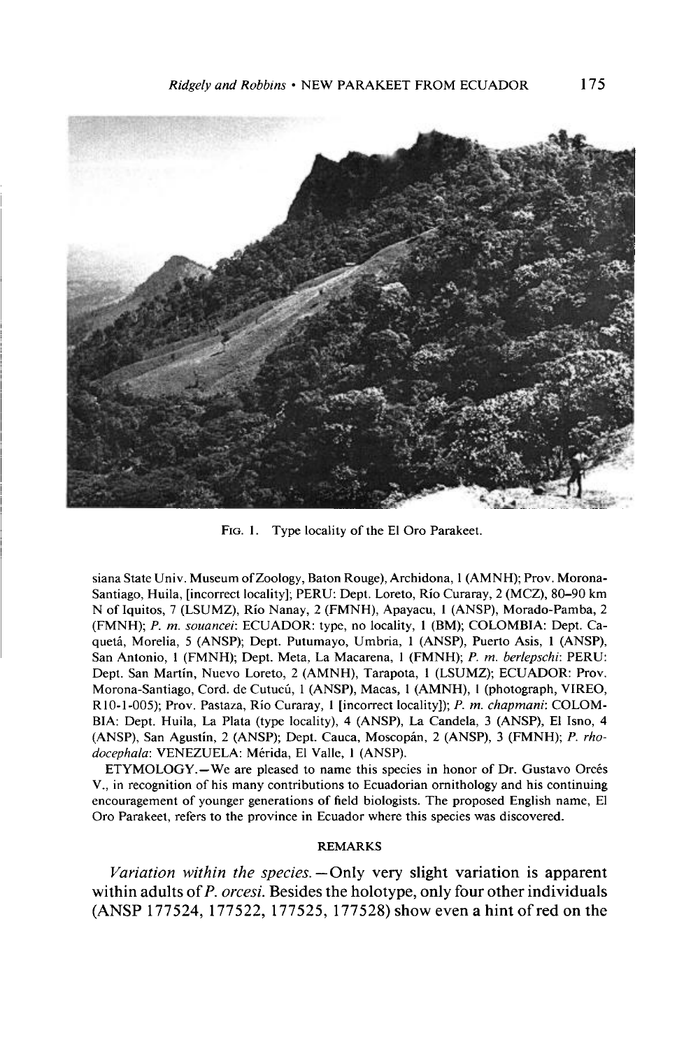FIG. 1. Type locality of the El Oro Parakeet.

siana State Univ. Museum of Zoology, Baton Rouge), Archidona, 1 (AMNH); Prov. Morona-Santiago, Huila, [incorrect locality]; PERU: Dept. Loreto, Río Curaray, 2 (MCZ), 80–90 km N of Iquitos, 7 (LSUMZ), Río Nanay, 2 (FMNH), Apayacu, 1 (ANSP), Morado-Pamba, 2 (FMNH); *P. m. souancei*: ECUADOR: type, no locality, 1 (BM); COLOMBIA: Dept. Caquetá, Morelia, 5 (ANSP); Dept. Putumayo, Umbria, 1 (ANSP), Puerto Asis, 1 (ANSP), San Antonio, 1 (FMNH); Dept. Meta, La Macarena, 1 (FMNH); *P. m. berlepschi*: PERU: Dept. San Martín, Nuevo Loreto, 2 (AMNH), Tarapota, 1 (LSUMZ); ECUADOR: Prov. Morona-Santiago, Cord. de Cutucú, 1 (ANSP), Macas, 1 (AMNH), 1 (photograph, VIREO, R10-1-005); Prov. Pastaza, Río Curaray, 1 [incorrect locality]); *P. m. chapmani*: COLOMBIA: Dept. Huila, La Plata (type locality), 4 (ANSP), La Candela, 3 (ANSP), El Isno, 4 (ANSP), San Agustín, 2 (ANSP); Dept. Cauca, Moscopán, 2 (ANSP), 3 (FMNH); *P. rhodocephala*: VENEZUELA: Mérida, El Valle, 1 (ANSP).

ETYMOLOGY.—We are pleased to name this species in honor of Dr. Gustavo Orcés V., in recognition of his many contributions to Ecuadorian ornithology and his continuing encouragement of younger generations of field biologists. The proposed English name, El Oro Parakeet, refers to the province in Ecuador where this species was discovered.

## REMARKS

*Variation within the species.*—Only very slight variation is apparent within adults of *P. orcesi*. Besides the holotype, only four other individuals (ANSP 177524, 177522, 177525, 177528) show even a hint of red on the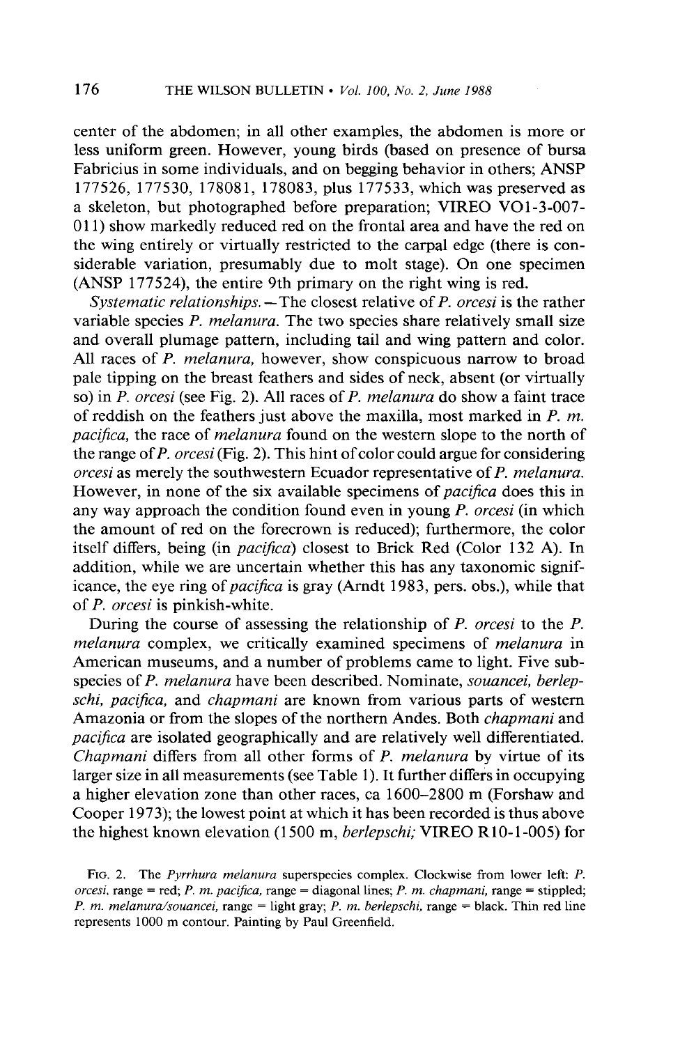center of the abdomen; in all other examples, the abdomen is more or less uniform green. However, young birds (based on presence of bursa Fabricius in some individuals, and on begging behavior in others; ANSP 177526, 177530, 178081, 178083, plus 177533, which was preserved as a skeleton, but photographed before preparation; VIREO VO1-3-007-011) show markedly reduced red on the frontal area and have the red on the wing entirely or virtually restricted to the carpal edge (there is considerable variation, presumably due to molt stage). On one specimen (ANSP 177524), the entire 9th primary on the right wing is red.

*Systematic relationships.*—The closest relative of *P. orcesi* is the rather variable species *P. melanura.* The two species share relatively small size and overall plumage pattern, including tail and wing pattern and color. All races of *P. melanura,* however, show conspicuous narrow to broad pale tipping on the breast feathers and sides of neck, absent (or virtually so) in *P. orcesi* (see Fig. 2). All races of *P. melanura* do show a faint trace of reddish on the feathers just above the maxilla, most marked in *P. m. pacifica,* the race of *melanura* found on the western slope to the north of the range of *P. orcesi* (Fig. 2). This hint of color could argue for considering *orcesi* as merely the southwestern Ecuador representative of *P. melanura.* However, in none of the six available specimens of *pacifica* does this in any way approach the condition found even in young *P. orcesi* (in which the amount of red on the forecrown is reduced); furthermore, the color itself differs, being (in *pacifica*) closest to Brick Red (Color 132 A). In addition, while we are uncertain whether this has any taxonomic significance, the eye ring of *pacifica* is gray (Arndt 1983, pers. obs.), while that of *P. orcesi* is pinkish-white.

During the course of assessing the relationship of *P. orcesi* to the *P. melanura* complex, we critically examined specimens of *melanura* in American museums, and a number of problems came to light. Five subspecies of *P. melanura* have been described. Nominate, *souancei, berlepschi, pacifica,* and *chapmani* are known from various parts of western Amazonia or from the slopes of the northern Andes. Both *chapmani* and *pacifica* are isolated geographically and are relatively well differentiated. *Chapmani* differs from all other forms of *P. melanura* by virtue of its larger size in all measurements (see Table 1). It further differs in occupying a higher elevation zone than other races, ca 1600–2800 m (Forshaw and Cooper 1973); the lowest point at which it has been recorded is thus above the highest known elevation (1500 m, *berlepschi;* VIREO R10-1-005) for

FIG. 2. The *Pyrrhura melanura* superspecies complex. Clockwise from lower left: *P. orcesi,* range = red; *P. m. pacifica,* range = diagonal lines; *P. m. chapmani,* range = stippled; *P. m. melanura/souancei,* range = light gray; *P. m. berlepschi,* range = black. Thin red line represents 1000 m contour. Painting by Paul Greenfield.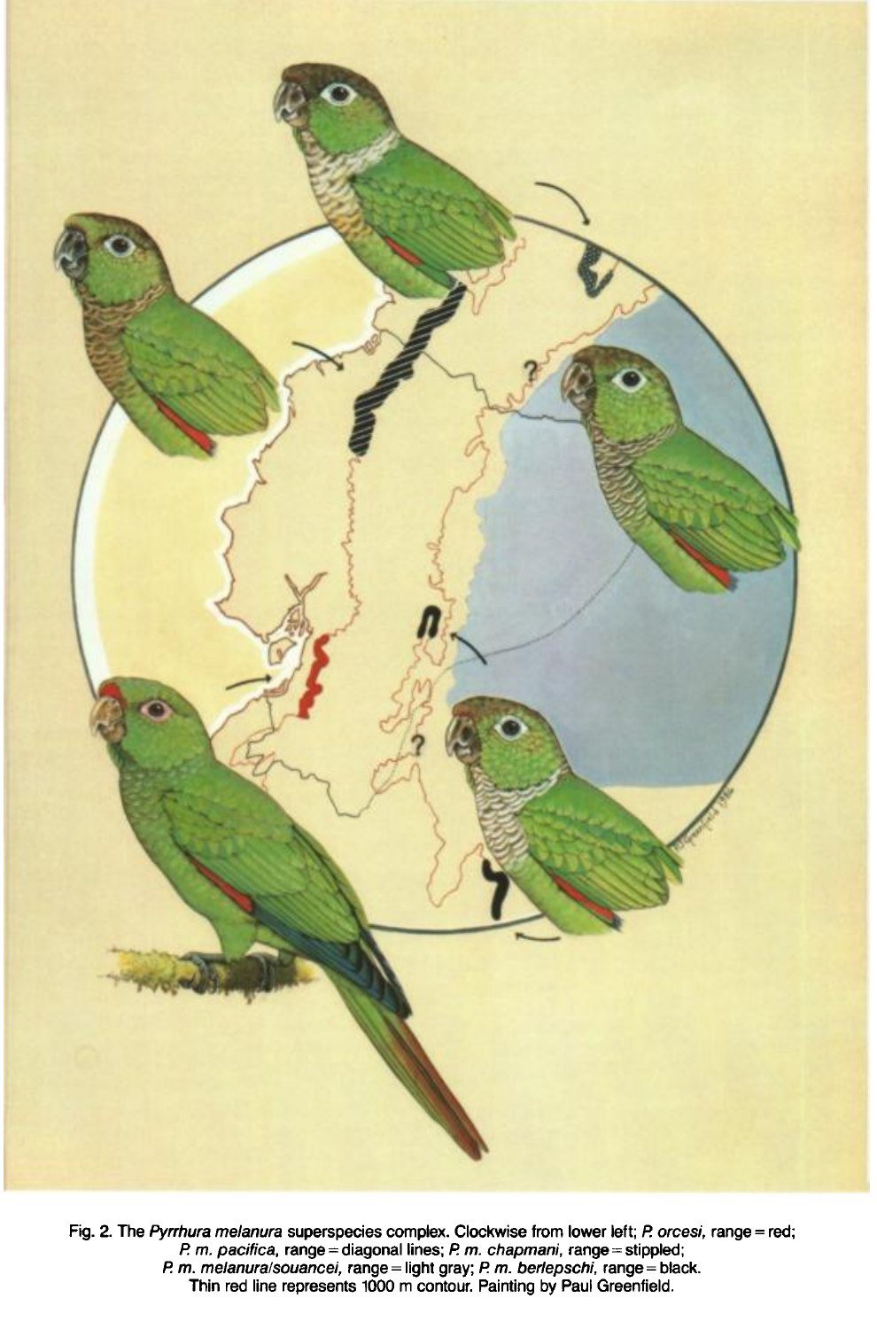Fig. 2. The *Pyrrhura melanura* superspecies complex. Clockwise from lower left; *P. orcesi,* range = red; *P. m. pacifica,* range = diagonal lines; *P. m. chapmani,* range = stippled; *P. m. melanura/souancei,* range = light gray; *P. m. berlepschi,* range = black. Thin red line represents 1000 m contour. Painting by Paul Greenfield.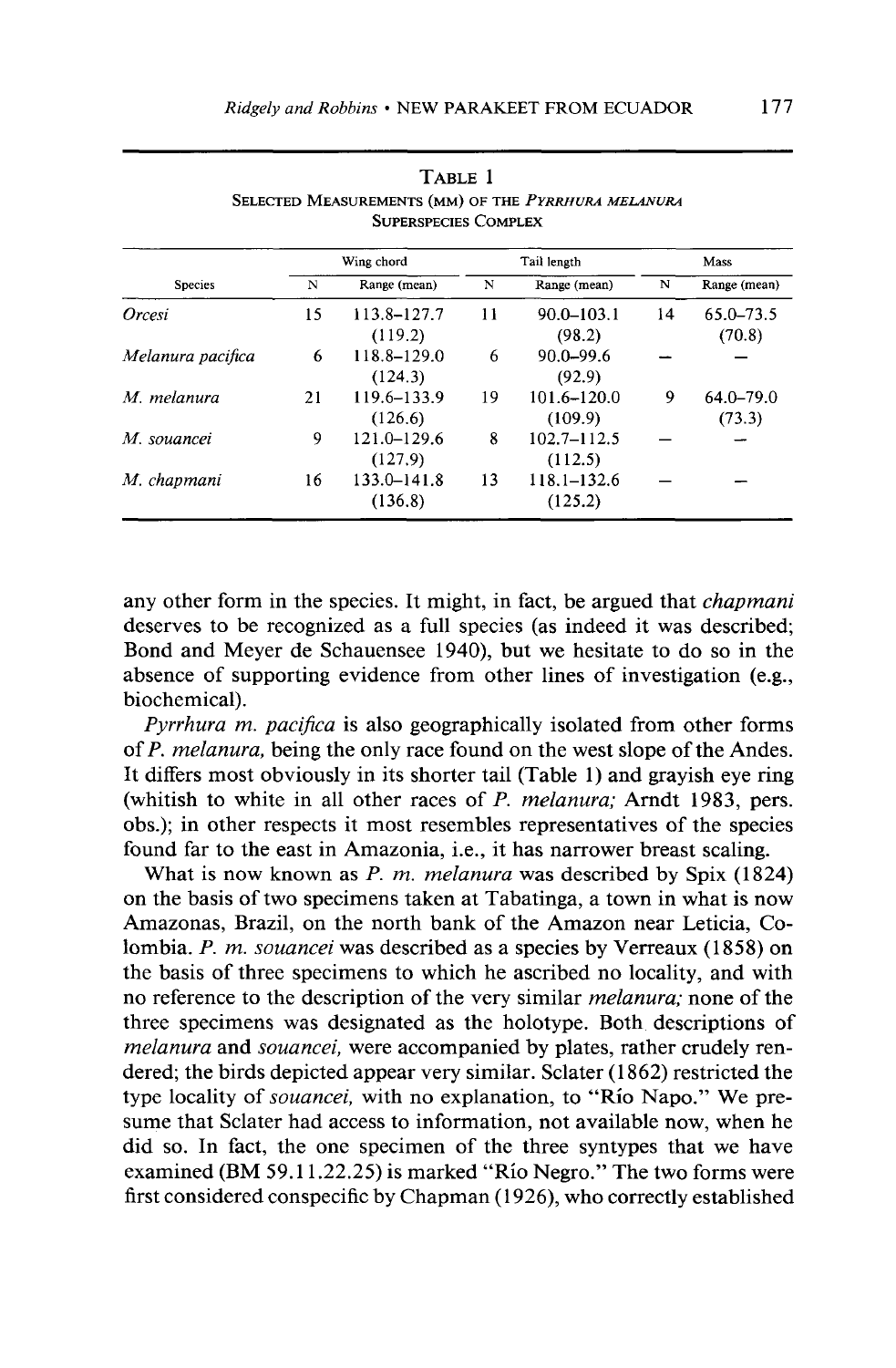TABLE 1

SELECTED MEASUREMENTS (MM) OF THE *PYRRHURA MELANURA* SUPERSPECIES COMPLEX

| Species | Wing chord | | Tail length | | Mass | |
|---|---|---|---|---|---|---|
| | N | Range (mean) | N | Range (mean) | N | Range (mean) |
| *Orcesi* | 15 | 113.8–127.7 (119.2) | 11 | 90.0–103.1 (98.2) | 14 | 65.0–73.5 (70.8) |
| *Melanura pacifica* | 6 | 118.8–129.0 (124.3) | 6 | 90.0–99.6 (92.9) | — | — |
| *M. melanura* | 21 | 119.6–133.9 (126.6) | 19 | 101.6–120.0 (109.9) | 9 | 64.0–79.0 (73.3) |
| *M. souancei* | 9 | 121.0–129.6 (127.9) | 8 | 102.7–112.5 (112.5) | — | — |
| *M. chapmani* | 16 | 133.0–141.8 (136.8) | 13 | 118.1–132.6 (125.2) | — | — |

any other form in the species. It might, in fact, be argued that *chapmani* deserves to be recognized as a full species (as indeed it was described; Bond and Meyer de Schauensee 1940), but we hesitate to do so in the absence of supporting evidence from other lines of investigation (e.g., biochemical).

*Pyrrhura m. pacifica* is also geographically isolated from other forms of *P. melanura*, being the only race found on the west slope of the Andes. It differs most obviously in its shorter tail (Table 1) and grayish eye ring (whitish to white in all other races of *P. melanura;* Arndt 1983, pers. obs.); in other respects it most resembles representatives of the species found far to the east in Amazonia, i.e., it has narrower breast scaling.

What is now known as *P. m. melanura* was described by Spix (1824) on the basis of two specimens taken at Tabatinga, a town in what is now Amazonas, Brazil, on the north bank of the Amazon near Leticia, Colombia. *P. m. souancei* was described as a species by Verreaux (1858) on the basis of three specimens to which he ascribed no locality, and with no reference to the description of the very similar *melanura;* none of the three specimens was designated as the holotype. Both descriptions of *melanura* and *souancei,* were accompanied by plates, rather crudely rendered; the birds depicted appear very similar. Sclater (1862) restricted the type locality of *souancei,* with no explanation, to "Río Napo." We presume that Sclater had access to information, not available now, when he did so. In fact, the one specimen of the three syntypes that we have examined (BM 59.11.22.25) is marked "Río Negro." The two forms were first considered conspecific by Chapman (1926), who correctly established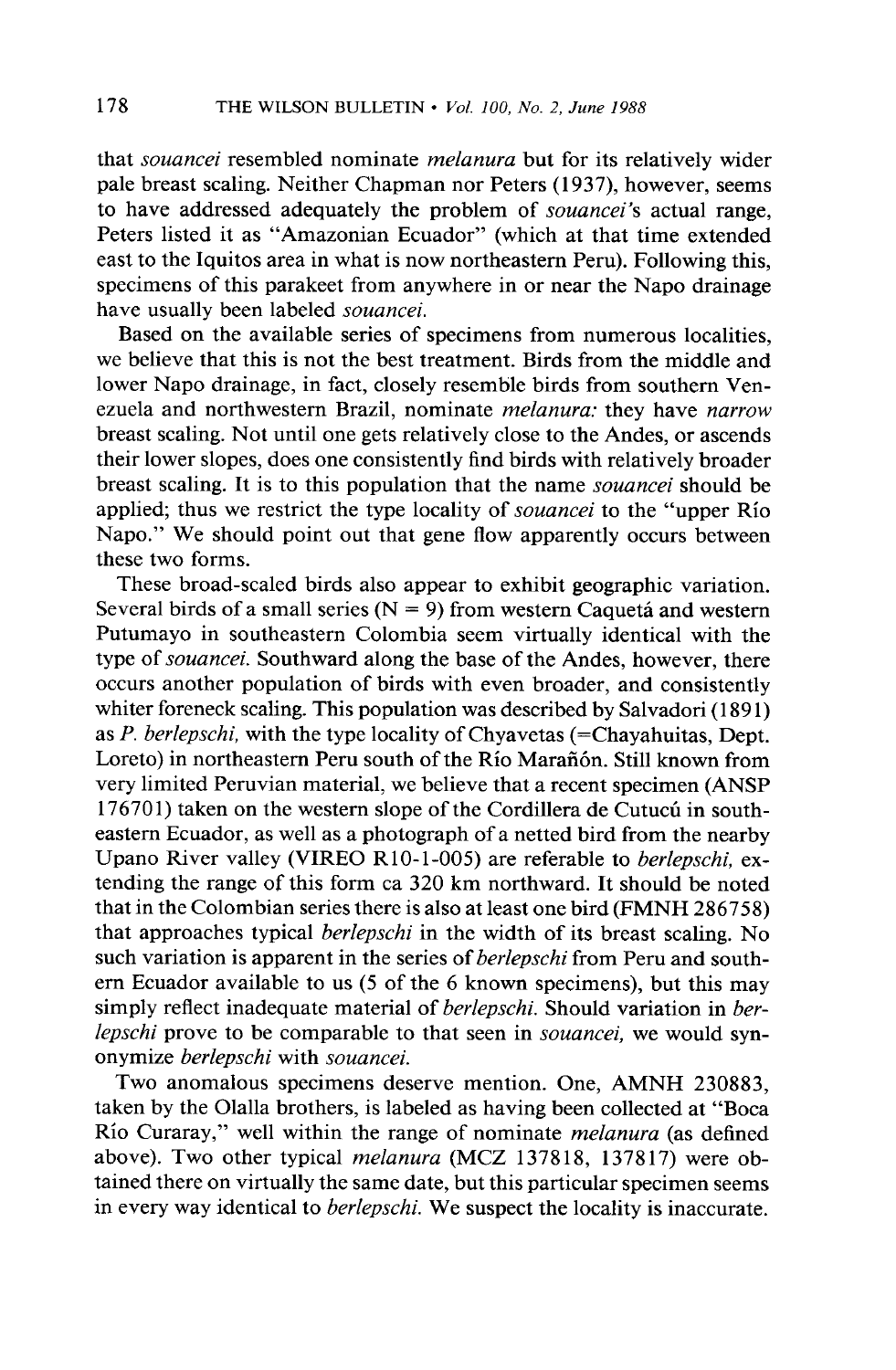that *souancei* resembled nominate *melanura* but for its relatively wider pale breast scaling. Neither Chapman nor Peters (1937), however, seems to have addressed adequately the problem of *souancei*'s actual range, Peters listed it as "Amazonian Ecuador" (which at that time extended east to the Iquitos area in what is now northeastern Peru). Following this, specimens of this parakeet from anywhere in or near the Napo drainage have usually been labeled *souancei*.

Based on the available series of specimens from numerous localities, we believe that this is not the best treatment. Birds from the middle and lower Napo drainage, in fact, closely resemble birds from southern Venezuela and northwestern Brazil, nominate *melanura*: they have *narrow* breast scaling. Not until one gets relatively close to the Andes, or ascends their lower slopes, does one consistently find birds with relatively broader breast scaling. It is to this population that the name *souancei* should be applied; thus we restrict the type locality of *souancei* to the "upper Río Napo." We should point out that gene flow apparently occurs between these two forms.

These broad-scaled birds also appear to exhibit geographic variation. Several birds of a small series (N = 9) from western Caquetá and western Putumayo in southeastern Colombia seem virtually identical with the type of *souancei*. Southward along the base of the Andes, however, there occurs another population of birds with even broader, and consistently whiter foreneck scaling. This population was described by Salvadori (1891) as *P. berlepschi*, with the type locality of Chyavetas (=Chayahuitas, Dept. Loreto) in northeastern Peru south of the Río Marañón. Still known from very limited Peruvian material, we believe that a recent specimen (ANSP 176701) taken on the western slope of the Cordillera de Cutucú in southeastern Ecuador, as well as a photograph of a netted bird from the nearby Upano River valley (VIREO R10-1-005) are referable to *berlepschi*, extending the range of this form ca 320 km northward. It should be noted that in the Colombian series there is also at least one bird (FMNH 286758) that approaches typical *berlepschi* in the width of its breast scaling. No such variation is apparent in the series of *berlepschi* from Peru and southern Ecuador available to us (5 of the 6 known specimens), but this may simply reflect inadequate material of *berlepschi*. Should variation in *berlepschi* prove to be comparable to that seen in *souancei*, we would synonymize *berlepschi* with *souancei*.

Two anomalous specimens deserve mention. One, AMNH 230883, taken by the Olalla brothers, is labeled as having been collected at "Boca Río Curaray," well within the range of nominate *melanura* (as defined above). Two other typical *melanura* (MCZ 137818, 137817) were obtained there on virtually the same date, but this particular specimen seems in every way identical to *berlepschi*. We suspect the locality is inaccurate.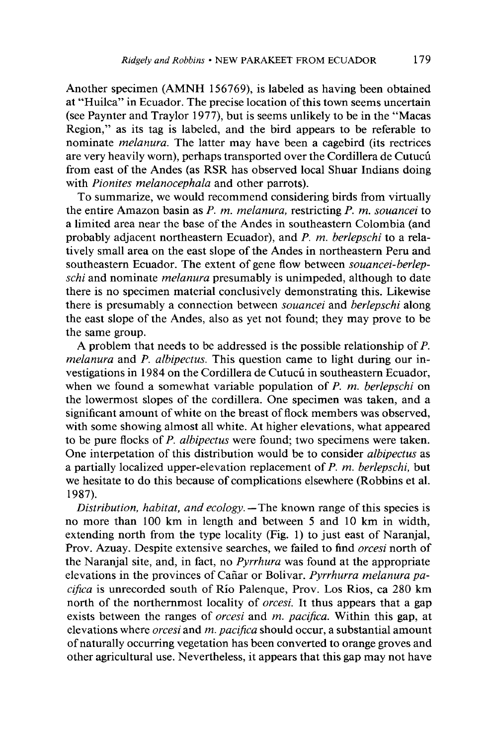Another specimen (AMNH 156769), is labeled as having been obtained at "Huilca" in Ecuador. The precise location of this town seems uncertain (see Paynter and Traylor 1977), but is seems unlikely to be in the "Macas Region," as its tag is labeled, and the bird appears to be referable to nominate *melanura*. The latter may have been a cagebird (its rectrices are very heavily worn), perhaps transported over the Cordillera de Cutucú from east of the Andes (as RSR has observed local Shuar Indians doing with *Pionites melanocephala* and other parrots).

To summarize, we would recommend considering birds from virtually the entire Amazon basin as *P. m. melanura*, restricting *P. m. souancei* to a limited area near the base of the Andes in southeastern Colombia (and probably adjacent northeastern Ecuador), and *P. m. berlepschi* to a relatively small area on the east slope of the Andes in northeastern Peru and southeastern Ecuador. The extent of gene flow between *souancei-berlepschi* and nominate *melanura* presumably is unimpeded, although to date there is no specimen material conclusively demonstrating this. Likewise there is presumably a connection between *souancei* and *berlepschi* along the east slope of the Andes, also as yet not found; they may prove to be the same group.

A problem that needs to be addressed is the possible relationship of *P. melanura* and *P. albipectus*. This question came to light during our investigations in 1984 on the Cordillera de Cutucú in southeastern Ecuador, when we found a somewhat variable population of *P. m. berlepschi* on the lowermost slopes of the cordillera. One specimen was taken, and a significant amount of white on the breast of flock members was observed, with some showing almost all white. At higher elevations, what appeared to be pure flocks of *P. albipectus* were found; two specimens were taken. One interpetation of this distribution would be to consider *albipectus* as a partially localized upper-elevation replacement of *P. m. berlepschi*, but we hesitate to do this because of complications elsewhere (Robbins et al. 1987).

*Distribution, habitat, and ecology.*—The known range of this species is no more than 100 km in length and between 5 and 10 km in width, extending north from the type locality (Fig. 1) to just east of Naranjal, Prov. Azuay. Despite extensive searches, we failed to find *orcesi* north of the Naranjal site, and, in fact, no *Pyrrhura* was found at the appropriate elevations in the provinces of Cañar or Bolivar. *Pyrrhurra melanura pacifica* is unrecorded south of Río Palenque, Prov. Los Rios, ca 280 km north of the northernmost locality of *orcesi*. It thus appears that a gap exists between the ranges of *orcesi* and *m. pacifica*. Within this gap, at elevations where *orcesi* and *m. pacifica* should occur, a substantial amount of naturally occurring vegetation has been converted to orange groves and other agricultural use. Nevertheless, it appears that this gap may not have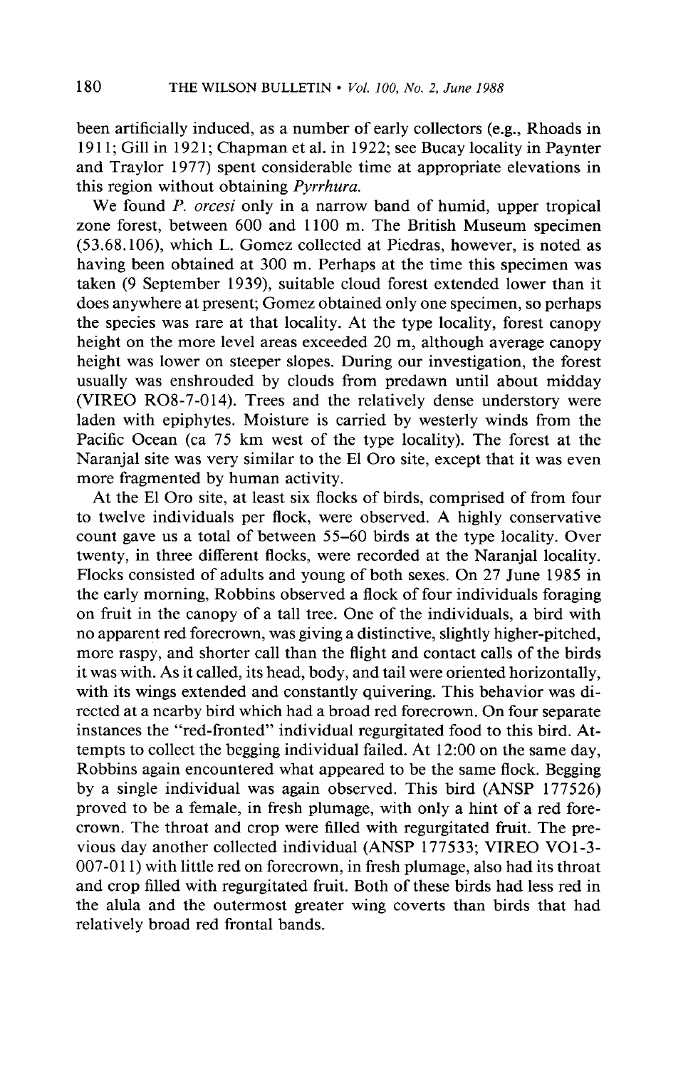been artificially induced, as a number of early collectors (e.g., Rhoads in 1911; Gill in 1921; Chapman et al. in 1922; see Bucay locality in Paynter and Traylor 1977) spent considerable time at appropriate elevations in this region without obtaining *Pyrrhura.*

We found *P. orcesi* only in a narrow band of humid, upper tropical zone forest, between 600 and 1100 m. The British Museum specimen (53.68.106), which L. Gomez collected at Piedras, however, is noted as having been obtained at 300 m. Perhaps at the time this specimen was taken (9 September 1939), suitable cloud forest extended lower than it does anywhere at present; Gomez obtained only one specimen, so perhaps the species was rare at that locality. At the type locality, forest canopy height on the more level areas exceeded 20 m, although average canopy height was lower on steeper slopes. During our investigation, the forest usually was enshrouded by clouds from predawn until about midday (VIREO RO8-7-014). Trees and the relatively dense understory were laden with epiphytes. Moisture is carried by westerly winds from the Pacific Ocean (ca 75 km west of the type locality). The forest at the Naranjal site was very similar to the El Oro site, except that it was even more fragmented by human activity.

At the El Oro site, at least six flocks of birds, comprised of from four to twelve individuals per flock, were observed. A highly conservative count gave us a total of between 55–60 birds at the type locality. Over twenty, in three different flocks, were recorded at the Naranjal locality. Flocks consisted of adults and young of both sexes. On 27 June 1985 in the early morning, Robbins observed a flock of four individuals foraging on fruit in the canopy of a tall tree. One of the individuals, a bird with no apparent red forecrown, was giving a distinctive, slightly higher-pitched, more raspy, and shorter call than the flight and contact calls of the birds it was with. As it called, its head, body, and tail were oriented horizontally, with its wings extended and constantly quivering. This behavior was directed at a nearby bird which had a broad red forecrown. On four separate instances the "red-fronted" individual regurgitated food to this bird. Attempts to collect the begging individual failed. At 12:00 on the same day, Robbins again encountered what appeared to be the same flock. Begging by a single individual was again observed. This bird (ANSP 177526) proved to be a female, in fresh plumage, with only a hint of a red forecrown. The throat and crop were filled with regurgitated fruit. The previous day another collected individual (ANSP 177533; VIREO VO1-3-007-011) with little red on forecrown, in fresh plumage, also had its throat and crop filled with regurgitated fruit. Both of these birds had less red in the alula and the outermost greater wing coverts than birds that had relatively broad red frontal bands.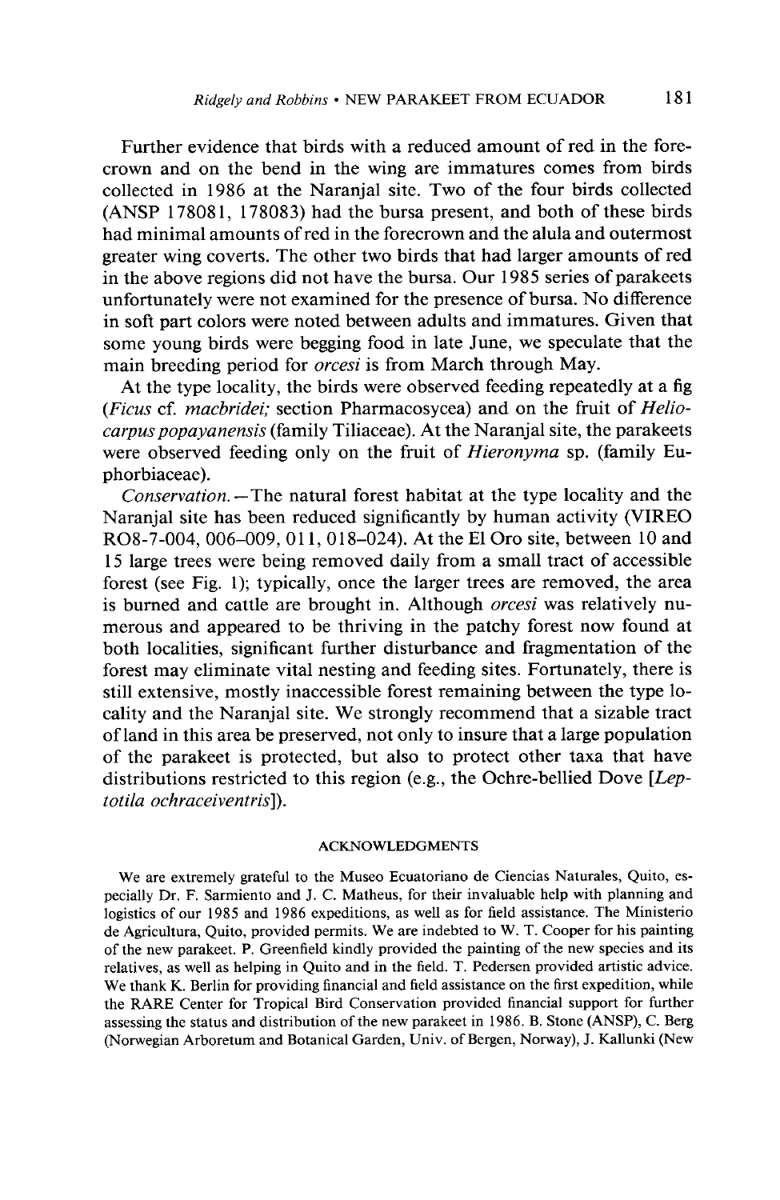Further evidence that birds with a reduced amount of red in the forecrown and on the bend in the wing are immatures comes from birds collected in 1986 at the Naranjal site. Two of the four birds collected (ANSP 178081, 178083) had the bursa present, and both of these birds had minimal amounts of red in the forecrown and the alula and outermost greater wing coverts. The other two birds that had larger amounts of red in the above regions did not have the bursa. Our 1985 series of parakeets unfortunately were not examined for the presence of bursa. No difference in soft part colors were noted between adults and immatures. Given that some young birds were begging food in late June, we speculate that the main breeding period for *orcesi* is from March through May.

At the type locality, the birds were observed feeding repeatedly at a fig (*Ficus* cf. *macbridei;* section Pharmacosycea) and on the fruit of *Heliocarpus popayanensis* (family Tiliaceae). At the Naranjal site, the parakeets were observed feeding only on the fruit of *Hieronyma* sp. (family Euphorbiaceae).

*Conservation.*—The natural forest habitat at the type locality and the Naranjal site has been reduced significantly by human activity (VIREO RO8-7-004, 006–009, 011, 018–024). At the El Oro site, between 10 and 15 large trees were being removed daily from a small tract of accessible forest (see Fig. 1); typically, once the larger trees are removed, the area is burned and cattle are brought in. Although *orcesi* was relatively numerous and appeared to be thriving in the patchy forest now found at both localities, significant further disturbance and fragmentation of the forest may eliminate vital nesting and feeding sites. Fortunately, there is still extensive, mostly inaccessible forest remaining between the type locality and the Naranjal site. We strongly recommend that a sizable tract of land in this area be preserved, not only to insure that a large population of the parakeet is protected, but also to protect other taxa that have distributions restricted to this region (e.g., the Ochre-bellied Dove [*Leptotila ochraceiventris*]).

## ACKNOWLEDGMENTS

We are extremely grateful to the Museo Ecuatoriano de Ciencias Naturales, Quito, especially Dr. F. Sarmiento and J. C. Matheus, for their invaluable help with planning and logistics of our 1985 and 1986 expeditions, as well as for field assistance. The Ministerio de Agricultura, Quito, provided permits. We are indebted to W. T. Cooper for his painting of the new parakeet. P. Greenfield kindly provided the painting of the new species and its relatives, as well as helping in Quito and in the field. T. Pedersen provided artistic advice. We thank K. Berlin for providing financial and field assistance on the first expedition, while the RARE Center for Tropical Bird Conservation provided financial support for further assessing the status and distribution of the new parakeet in 1986. B. Stone (ANSP), C. Berg (Norwegian Arboretum and Botanical Garden, Univ. of Bergen, Norway), J. Kallunki (New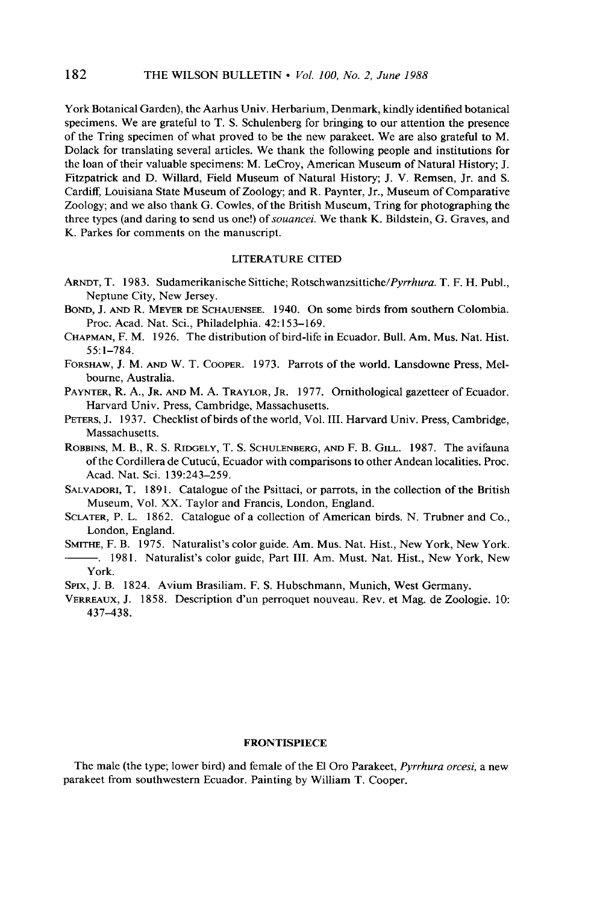York Botanical Garden), the Aarhus Univ. Herbarium, Denmark, kindly identified botanical specimens. We are grateful to T. S. Schulenberg for bringing to our attention the presence of the Tring specimen of what proved to be the new parakeet. We are also grateful to M. Dolack for translating several articles. We thank the following people and institutions for the loan of their valuable specimens: M. LeCroy, American Museum of Natural History; J. Fitzpatrick and D. Willard, Field Museum of Natural History; J. V. Remsen, Jr. and S. Cardiff, Louisiana State Museum of Zoology; and R. Paynter, Jr., Museum of Comparative Zoology; and we also thank G. Cowles, of the British Museum, Tring for photographing the three types (and daring to send us one!) of *souancei*. We thank K. Bildstein, G. Graves, and K. Parkes for comments on the manuscript.

## LITERATURE CITED

ARNDT, T. 1983. Sudamerikanische Sittiche; Rotschwanzsittiche/*Pyrrhura*. T. F. H. Publ., Neptune City, New Jersey.

BOND, J. AND R. MEYER DE SCHAUENSEE. 1940. On some birds from southern Colombia. Proc. Acad. Nat. Sci., Philadelphia. 42:153–169.

CHAPMAN, F. M. 1926. The distribution of bird-life in Ecuador. Bull. Am. Mus. Nat. Hist. 55:1–784.

FORSHAW, J. M. AND W. T. COOPER. 1973. Parrots of the world. Lansdowne Press, Melbourne, Australia.

PAYNTER, R. A., JR. AND M. A. TRAYLOR, JR. 1977. Ornithological gazetteer of Ecuador. Harvard Univ. Press, Cambridge, Massachusetts.

PETERS, J. 1937. Checklist of birds of the world, Vol. III. Harvard Univ. Press, Cambridge, Massachusetts.

ROBBINS, M. B., R. S. RIDGELY, T. S. SCHULENBERG, AND F. B. GILL. 1987. The avifauna of the Cordillera de Cutucú, Ecuador with comparisons to other Andean localities. Proc. Acad. Nat. Sci. 139:243–259.

SALVADORI, T. 1891. Catalogue of the Psittaci, or parrots, in the collection of the British Museum, Vol. XX. Taylor and Francis, London, England.

SCLATER, P. L. 1862. Catalogue of a collection of American birds. N. Trubner and Co., London, England.

SMITHE, F. B. 1975. Naturalist's color guide. Am. Mus. Nat. Hist., New York, New York.

———. 1981. Naturalist's color guide, Part III. Am. Must. Nat. Hist., New York, New York.

SPIX, J. B. 1824. Avium Brasiliam. F. S. Hubschmann, Munich, West Germany.

VERREAUX, J. 1858. Description d'un perroquet nouveau. Rev. et Mag. de Zoologie. 10: 437–438.

## FRONTISPIECE

The male (the type; lower bird) and female of the El Oro Parakeet, *Pyrrhura orcesi*, a new parakeet from southwestern Ecuador. Painting by William T. Cooper.